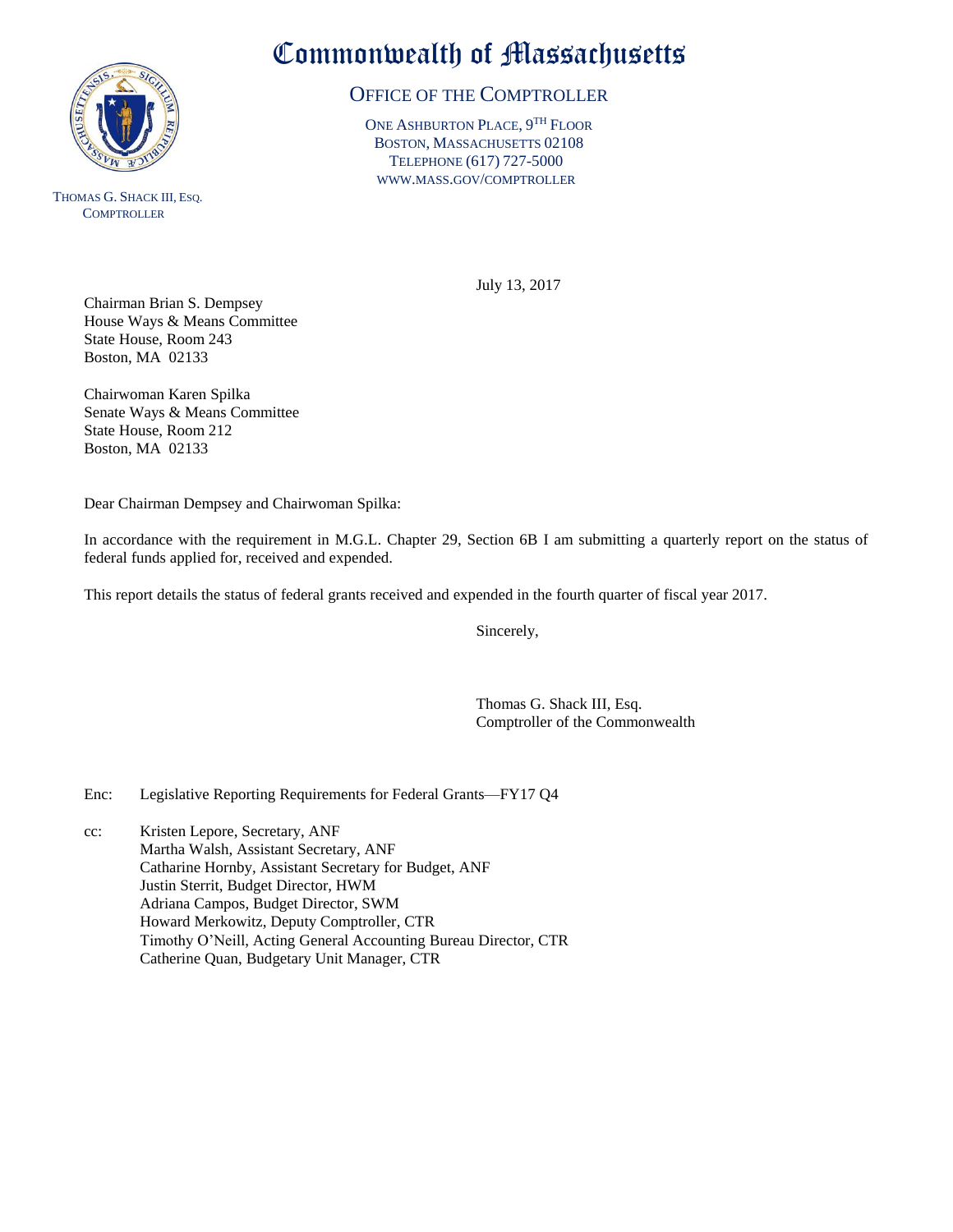# Commonwealth of Massachusetts

## OFFICE OF THE COMPTROLLER

ONE ASHBURTON PLACE, 9TH FLOOR
BOSTON, MASSACHUSETTS 02108
TELEPHONE (617) 727-5000
WWW.MASS.GOV/COMPTROLLER

THOMAS G. SHACK III, ESQ.
COMPTROLLER

July 13, 2017

Chairman Brian S. Dempsey
House Ways & Means Committee
State House, Room 243
Boston, MA 02133

Chairwoman Karen Spilka
Senate Ways & Means Committee
State House, Room 212
Boston, MA 02133

Dear Chairman Dempsey and Chairwoman Spilka:

In accordance with the requirement in M.G.L. Chapter 29, Section 6B I am submitting a quarterly report on the status of federal funds applied for, received and expended.

This report details the status of federal grants received and expended in the fourth quarter of fiscal year 2017.

Sincerely,

Thomas G. Shack III, Esq.
Comptroller of the Commonwealth

Enc: Legislative Reporting Requirements for Federal Grants—FY17 Q4

cc: Kristen Lepore, Secretary, ANF
Martha Walsh, Assistant Secretary, ANF
Catharine Hornby, Assistant Secretary for Budget, ANF
Justin Sterrit, Budget Director, HWM
Adriana Campos, Budget Director, SWM
Howard Merkowitz, Deputy Comptroller, CTR
Timothy O'Neill, Acting General Accounting Bureau Director, CTR
Catherine Quan, Budgetary Unit Manager, CTR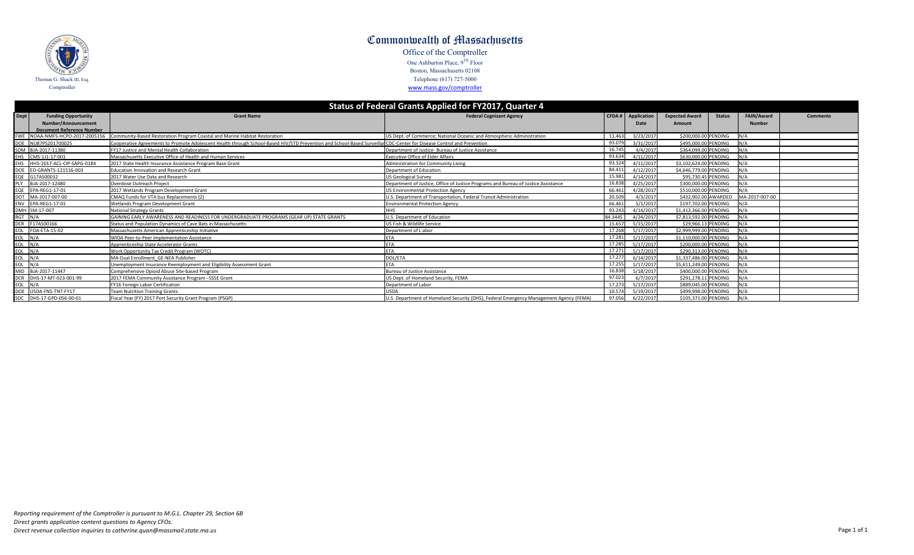# Commonwealth of Massachusetts

Office of the Comptroller
One Ashburton Place, 9TH Floor
Boston, Massachusetts 02108
Telephone (617) 727-5000
www.mass.gov/comptroller

Thomas G. Shack III, Esq.
Comptroller

## Status of Federal Grants Applied for FY2017, Quarter 4

| Dept | Funding Opportunity Number/Announcement Document Reference Number | Grant Name | Federal Cognizant Agency | CFDA # | Application Date | Expected Award Amount | Status | FAIN/Award Number | Comments |
|---|---|---|---|---|---|---|---|---|---|
| FWE | NOAA-NMFS-HCPO-2017-2005156 | Community-Based Restoration Program Coastal and Marine Habitat Restoration | US Dept. of Commerce; National Oceanic and Atmospheric Administration | 11.463 | 3/23/2017 | $200,000.00 | PENDING | N/A | |
| DOE | NU87PS201700025 | Cooperative Agreements to Promote Adolescent Health through School-Based HIV/STD Prevention and School-Based Surveillance | CDC-Center for Disease Control and Prevention | 93.079 | 3/31/2017 | $495,000.00 | PENDING | N/A | |
| SDM | BJA-2017-11380 | FY17 Justice and Mental Health Collaboration | Department of Justice- Bureau of Justice Assistance | 16.745 | 4/4/2017 | $364,099.00 | PENDING | N/A | |
| EHS | CMS-1J1-17-001 | Massachusetts Executive Office of Health and Human Services | Executive Office of Elder Affairs | 93.634 | 4/11/2017 | $630,000.00 | PENDING | N/A | |
| EHS | HHS-2017-ACL-CIP-SAPG-0184 | 2017 State Health Insurance Assistance Program Base Grant | Administration for Community Living | 93.324 | 4/11/2017 | $3,102,624.00 | PENDING | N/A | |
| OOE | ED-GRANTS-121516-003 | Education Innovation and Research Grant | Department of Education | 84.411 | 4/12/2017 | $4,646,779.00 | PENDING | N/A | |
| EQE | G17AS00032 | 2017 Water Use Data and Research | US Geological Survey | 15.981 | 4/14/2017 | $95,730.45 | PENDING | N/A | |
| PLY | BJA-2017-12480 | Overdose Outreach Project | Department of Justice, Office of Justice Programs and Bureau of Justice Assistance | 16.838 | 4/25/2017 | $300,000.00 | PENDING | N/A | |
| EQE | EPA-REG1-17-01 | 2017 Wetlands Program Development Grant | US Environmental Protection Agency | 66.461 | 4/28/2017 | $510,000.00 | PENDING | N/A | |
| DOT | MA-2017-007-00 | CMAQ Funds for VTA bus Replacements (2) | U.S. Department of Transportation, Federal Transit Administration | 20.509 | 4/3/2017 | $432,902.00 | AWARDED | MA-2017-007-00 | |
| ENV | EPA-REG1-17-01 | Wetlands Program Development Grant | Environmental Protection Agency | 66.461 | 5/1/2017 | $197,702.00 | PENDING | N/A | |
| DMH | SM-17-007 | National Strategy Grants | HHS | 93.243 | 4/14/2017 | $1,412,366.00 | PENDING | N/A | |
| RGT | N/A | GAINING EARLY AWARENESS AND READINESS FOR UNDERGRADUATE PROGRAMS (GEAR UP) STATE GRANTS | U.S. Department of Education | 84.334S | 4/24/2017 | $7,813,592.00 | PENDING | N/A | |
| DCR | F17AS00166 | Status and Population Dynamics of Cave Bats in Massachusetts | US Fish & Wildlife Service | 15.657 | 5/15/2017 | $29,966.13 | PENDING | N/A | |
| EOL | FOA-ETA-15-02 | Massachusetts American Apprenticeship Initiative | Department of L:abor | 17.268 | 5/17/2017 | $2,999,999.00 | PENDING | N/A | |
| EOL | N/A | WIOA Peer-to-Peer Implementation Assistance | ETA | 17.281 | 5/17/2017 | $1,110,000.00 | PENDING | N/A | |
| EOL | N/A | Apprenticeship State Accelerator Grants | ETA | 17.285 | 5/17/2017 | $200,000.00 | PENDING | N/A | |
| EOL | N/A | Work Opportunity Tax Credit Program (WOTC) | ETA | 17.271 | 5/17/2017 | $290,313.00 | PENDING | N/A | |
| EOL | N/A | MA-Dual Enrollment_GE-NEA Publisher | DOL/ETA | 17.277 | 6/14/2017 | $1,337,486.00 | PENDING | N/A | |
| EOL | N/A | Unemployment Insurance Reemployment and Eligibility Assessment Grant | ETA | 17.255 | 5/17/2017 | $5,611,249.00 | PENDING | N/A | |
| MID | BJA-2017-11447 | Comprehensive Opioid Abuse Site-based Program | Bureau of Justice Assistance | 16.838 | 5/18/2017 | $400,000.00 | PENDING | N/A | |
| DCR | DHS-17-MT-023-001-99 | 2017 FEMA Community Assistance Program –SSSE Grant | US Dept. of Homeland Security, FEMA | 97.023 | 6/7/2017 | $291,278.11 | PENDING | N/A | |
| EOL | N/A | FY16 Foreign Labor Certification | Department of Labor | 17.273 | 5/17/2017 | $889,045.00 | PENDING | N/A | |
| DOE | USDA-FNS-TNT-FY17 | Team Nutrition Training Grants | USDA | 10.574 | 5/19/2017 | $499,998.00 | PENDING | N/A | |
| SDC | DHS-17-GPD-056-00-01 | Fiscal Year (FY) 2017 Port Security Grant Program (PSGP) | U.S. Department of Homeland Security (DHS), Federal Emergency Management Agency (FEMA) | 97.056 | 6/22/2017 | $105,371.00 | PENDING | N/A | |

*Reporting requirement of the Comptroller is pursuant to M.G.L. Chapter 29, Section 6B*
*Direct grants application content questions to Agency CFOs.*
*Direct revenue collection inquiries to catherine.quan@massmail.state.ma.us*